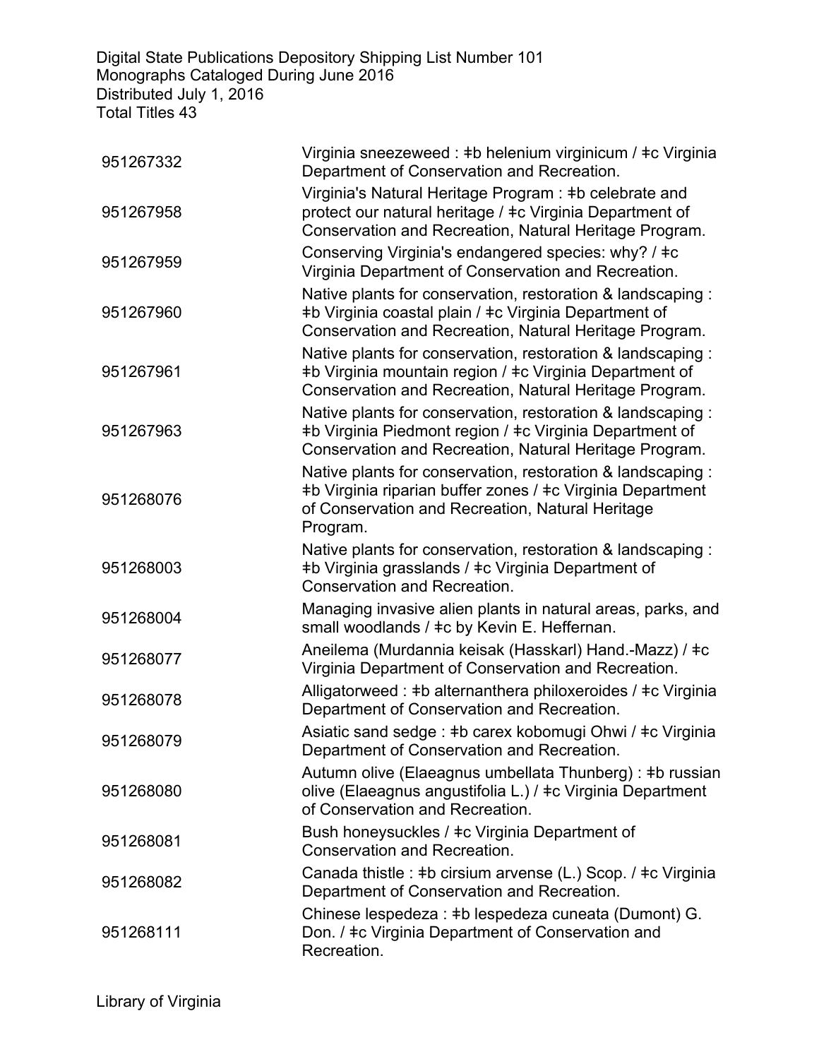Digital State Publications Depository Shipping List Number 101
Monographs Cataloged During June 2016
Distributed July 1, 2016
Total Titles 43

| | |
|---|---|
| 951267332 | Virginia sneezeweed : ǂb helenium virginicum / ǂc Virginia Department of Conservation and Recreation. |
| 951267958 | Virginia's Natural Heritage Program : ǂb celebrate and protect our natural heritage / ǂc Virginia Department of Conservation and Recreation, Natural Heritage Program. |
| 951267959 | Conserving Virginia's endangered species: why? / ǂc Virginia Department of Conservation and Recreation. |
| 951267960 | Native plants for conservation, restoration & landscaping : ǂb Virginia coastal plain / ǂc Virginia Department of Conservation and Recreation, Natural Heritage Program. |
| 951267961 | Native plants for conservation, restoration & landscaping : ǂb Virginia mountain region / ǂc Virginia Department of Conservation and Recreation, Natural Heritage Program. |
| 951267963 | Native plants for conservation, restoration & landscaping : ǂb Virginia Piedmont region / ǂc Virginia Department of Conservation and Recreation, Natural Heritage Program. |
| 951268076 | Native plants for conservation, restoration & landscaping : ǂb Virginia riparian buffer zones / ǂc Virginia Department of Conservation and Recreation, Natural Heritage Program. |
| 951268003 | Native plants for conservation, restoration & landscaping : ǂb Virginia grasslands / ǂc Virginia Department of Conservation and Recreation. |
| 951268004 | Managing invasive alien plants in natural areas, parks, and small woodlands / ǂc by Kevin E. Heffernan. |
| 951268077 | Aneilema (Murdannia keisak (Hasskarl) Hand.-Mazz) / ǂc Virginia Department of Conservation and Recreation. |
| 951268078 | Alligatorweed : ǂb alternanthera philoxeroides / ǂc Virginia Department of Conservation and Recreation. |
| 951268079 | Asiatic sand sedge : ǂb carex kobomugi Ohwi / ǂc Virginia Department of Conservation and Recreation. |
| 951268080 | Autumn olive (Elaeagnus umbellata Thunberg) : ǂb russian olive (Elaeagnus angustifolia L.) / ǂc Virginia Department of Conservation and Recreation. |
| 951268081 | Bush honeysuckles / ǂc Virginia Department of Conservation and Recreation. |
| 951268082 | Canada thistle : ǂb cirsium arvense (L.) Scop. / ǂc Virginia Department of Conservation and Recreation. |
| 951268111 | Chinese lespedeza : ǂb lespedeza cuneata (Dumont) G. Don. / ǂc Virginia Department of Conservation and Recreation. |

Library of Virginia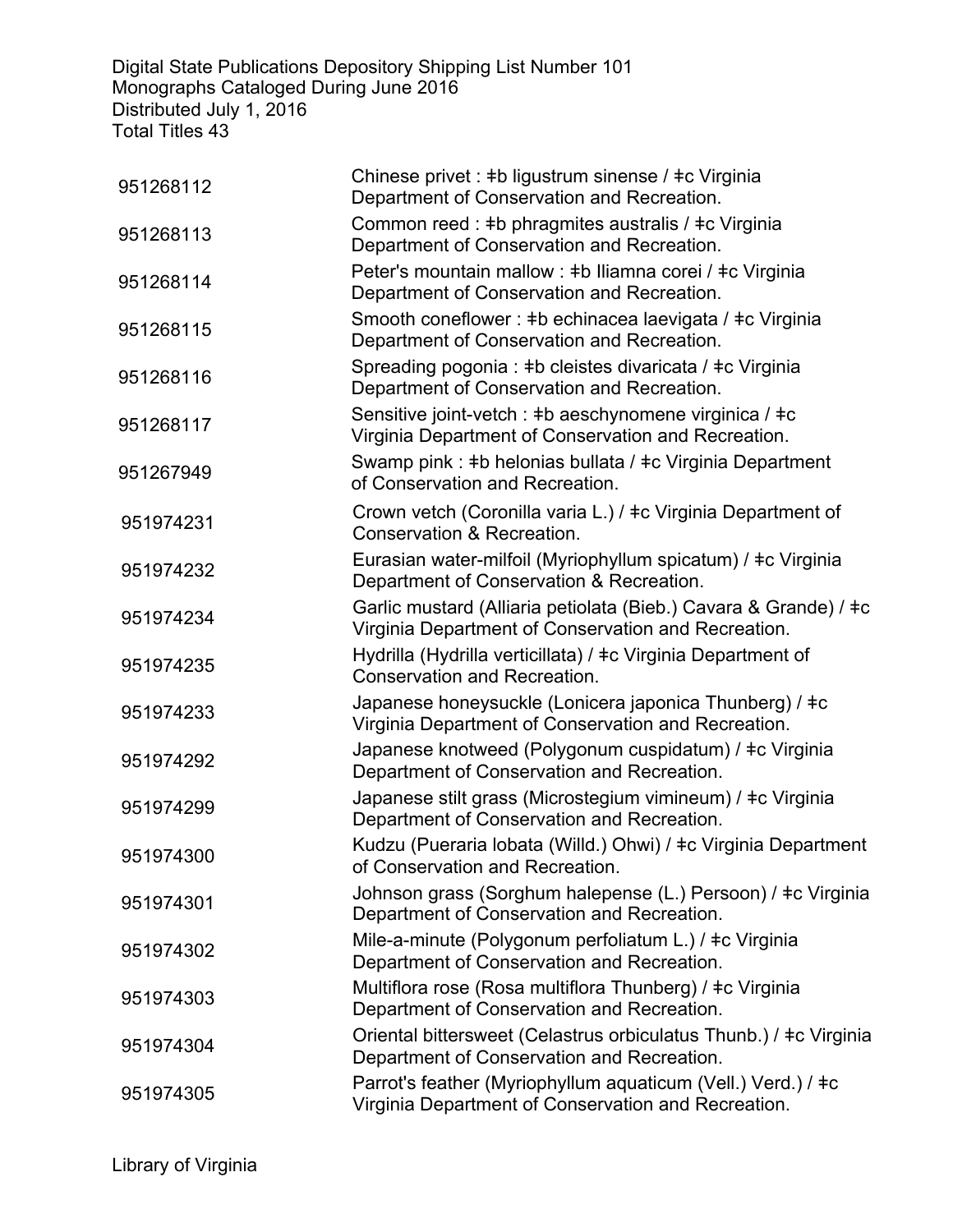Digital State Publications Depository Shipping List Number 101
Monographs Cataloged During June 2016
Distributed July 1, 2016
Total Titles 43

| | |
|---|---|
| 951268112 | Chinese privet : ǂb ligustrum sinense / ǂc Virginia Department of Conservation and Recreation. |
| 951268113 | Common reed : ǂb phragmites australis / ǂc Virginia Department of Conservation and Recreation. |
| 951268114 | Peter's mountain mallow : ǂb Iliamna corei / ǂc Virginia Department of Conservation and Recreation. |
| 951268115 | Smooth coneflower : ǂb echinacea laevigata / ǂc Virginia Department of Conservation and Recreation. |
| 951268116 | Spreading pogonia : ǂb cleistes divaricata / ǂc Virginia Department of Conservation and Recreation. |
| 951268117 | Sensitive joint-vetch : ǂb aeschynomene virginica / ǂc Virginia Department of Conservation and Recreation. |
| 951267949 | Swamp pink : ǂb helonias bullata / ǂc Virginia Department of Conservation and Recreation. |
| 951974231 | Crown vetch (Coronilla varia L.) / ǂc Virginia Department of Conservation & Recreation. |
| 951974232 | Eurasian water-milfoil (Myriophyllum spicatum) / ǂc Virginia Department of Conservation & Recreation. |
| 951974234 | Garlic mustard (Alliaria petiolata (Bieb.) Cavara & Grande) / ǂc Virginia Department of Conservation and Recreation. |
| 951974235 | Hydrilla (Hydrilla verticillata) / ǂc Virginia Department of Conservation and Recreation. |
| 951974233 | Japanese honeysuckle (Lonicera japonica Thunberg) / ǂc Virginia Department of Conservation and Recreation. |
| 951974292 | Japanese knotweed (Polygonum cuspidatum) / ǂc Virginia Department of Conservation and Recreation. |
| 951974299 | Japanese stilt grass (Microstegium vimineum) / ǂc Virginia Department of Conservation and Recreation. |
| 951974300 | Kudzu (Pueraria lobata (Willd.) Ohwi) / ǂc Virginia Department of Conservation and Recreation. |
| 951974301 | Johnson grass (Sorghum halepense (L.) Persoon) / ǂc Virginia Department of Conservation and Recreation. |
| 951974302 | Mile-a-minute (Polygonum perfoliatum L.) / ǂc Virginia Department of Conservation and Recreation. |
| 951974303 | Multiflora rose (Rosa multiflora Thunberg) / ǂc Virginia Department of Conservation and Recreation. |
| 951974304 | Oriental bittersweet (Celastrus orbiculatus Thunb.) / ǂc Virginia Department of Conservation and Recreation. |
| 951974305 | Parrot's feather (Myriophyllum aquaticum (Vell.) Verd.) / ǂc Virginia Department of Conservation and Recreation. |

Library of Virginia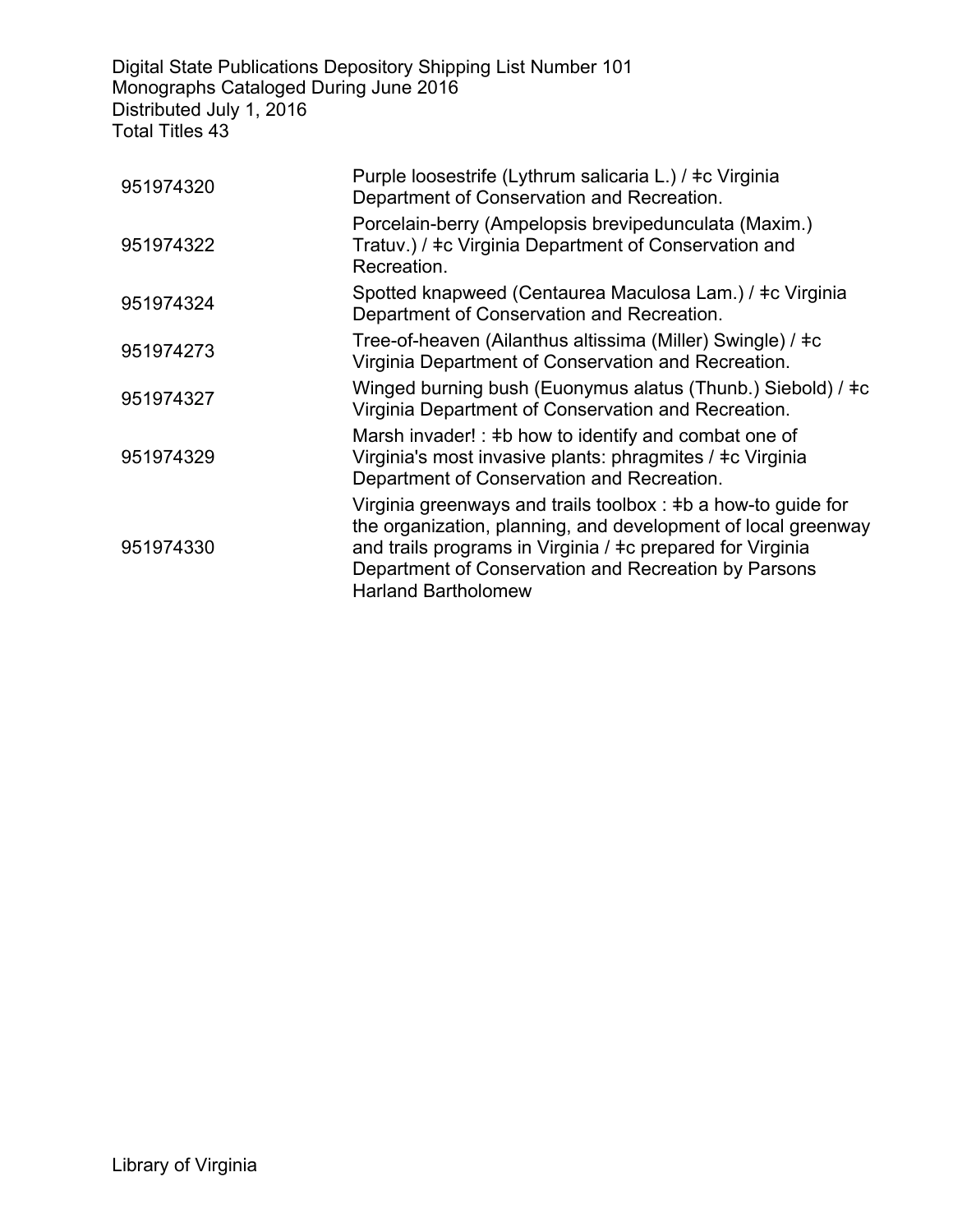Digital State Publications Depository Shipping List Number 101
Monographs Cataloged During June 2016
Distributed July 1, 2016
Total Titles 43

| | |
|---|---|
| 951974320 | Purple loosestrife (Lythrum salicaria L.) / ‡c Virginia Department of Conservation and Recreation. |
| 951974322 | Porcelain-berry (Ampelopsis brevipedunculata (Maxim.) Tratuv.) / ‡c Virginia Department of Conservation and Recreation. |
| 951974324 | Spotted knapweed (Centaurea Maculosa Lam.) / ‡c Virginia Department of Conservation and Recreation. |
| 951974273 | Tree-of-heaven (Ailanthus altissima (Miller) Swingle) / ‡c Virginia Department of Conservation and Recreation. |
| 951974327 | Winged burning bush (Euonymus alatus (Thunb.) Siebold) / ‡c Virginia Department of Conservation and Recreation. |
| 951974329 | Marsh invader! : ‡b how to identify and combat one of Virginia's most invasive plants: phragmites / ‡c Virginia Department of Conservation and Recreation. |
| 951974330 | Virginia greenways and trails toolbox : ‡b a how-to guide for the organization, planning, and development of local greenway and trails programs in Virginia / ‡c prepared for Virginia Department of Conservation and Recreation by Parsons Harland Bartholomew |

Library of Virginia